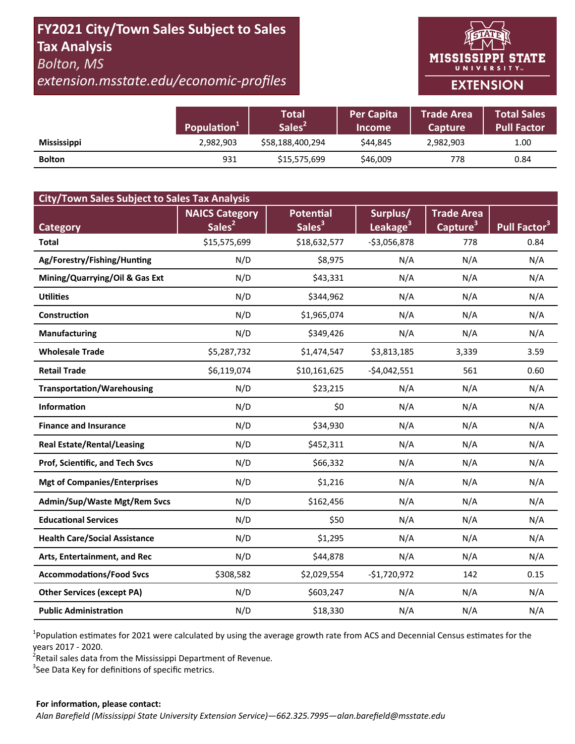# FY2021 City/Town Sales Subject to Sales Tax Analysis

*Bolton, MS*

*extension.msstate.edu/economic-profiles*

MISSISSIPPI STATE UNIVERSITY EXTENSION

| | Population[1] | Total Sales[2] | Per Capita Income | Trade Area Capture | Total Sales Pull Factor |
|---|---|---|---|---|---|
| **Mississippi** | 2,982,903 | $58,188,400,294 | $44,845 | 2,982,903 | 1.00 |
| **Bolton** | 931 | $15,575,699 | $46,009 | 778 | 0.84 |

**City/Town Sales Subject to Sales Tax Analysis**

| Category | NAICS Category Sales[2] | Potential Sales[3] | Surplus/ Leakage[3] | Trade Area Capture[3] | Pull Factor[3] |
|---|---|---|---|---|---|
| **Total** | $15,575,699 | $18,632,577 | -$3,056,878 | 778 | 0.84 |
| **Ag/Forestry/Fishing/Hunting** | N/D | $8,975 | N/A | N/A | N/A |
| **Mining/Quarrying/Oil & Gas Ext** | N/D | $43,331 | N/A | N/A | N/A |
| **Utilities** | N/D | $344,962 | N/A | N/A | N/A |
| **Construction** | N/D | $1,965,074 | N/A | N/A | N/A |
| **Manufacturing** | N/D | $349,426 | N/A | N/A | N/A |
| **Wholesale Trade** | $5,287,732 | $1,474,547 | $3,813,185 | 3,339 | 3.59 |
| **Retail Trade** | $6,119,074 | $10,161,625 | -$4,042,551 | 561 | 0.60 |
| **Transportation/Warehousing** | N/D | $23,215 | N/A | N/A | N/A |
| **Information** | N/D | $0 | N/A | N/A | N/A |
| **Finance and Insurance** | N/D | $34,930 | N/A | N/A | N/A |
| **Real Estate/Rental/Leasing** | N/D | $452,311 | N/A | N/A | N/A |
| **Prof, Scientific, and Tech Svcs** | N/D | $66,332 | N/A | N/A | N/A |
| **Mgt of Companies/Enterprises** | N/D | $1,216 | N/A | N/A | N/A |
| **Admin/Sup/Waste Mgt/Rem Svcs** | N/D | $162,456 | N/A | N/A | N/A |
| **Educational Services** | N/D | $50 | N/A | N/A | N/A |
| **Health Care/Social Assistance** | N/D | $1,295 | N/A | N/A | N/A |
| **Arts, Entertainment, and Rec** | N/D | $44,878 | N/A | N/A | N/A |
| **Accommodations/Food Svcs** | $308,582 | $2,029,554 | -$1,720,972 | 142 | 0.15 |
| **Other Services (except PA)** | N/D | $603,247 | N/A | N/A | N/A |
| **Public Administration** | N/D | $18,330 | N/A | N/A | N/A |

[1]Population estimates for 2021 were calculated by using the average growth rate from ACS and Decennial Census estimates for the years 2017 - 2020.

[2]Retail sales data from the Mississippi Department of Revenue.

[3]See Data Key for definitions of specific metrics.

**For information, please contact:**

*Alan Barefield (Mississippi State University Extension Service)—662.325.7995—alan.barefield@msstate.edu*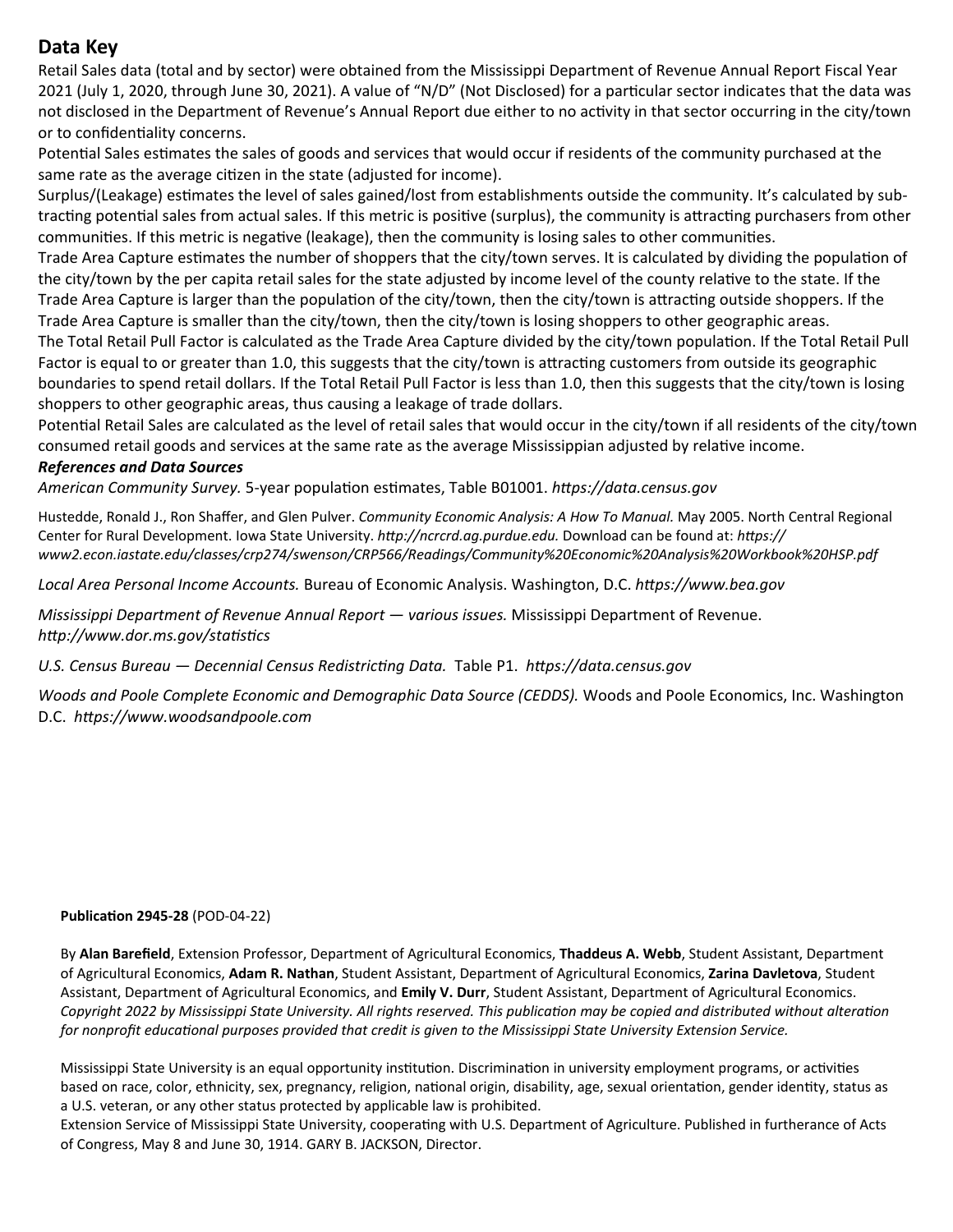## Data Key

Retail Sales data (total and by sector) were obtained from the Mississippi Department of Revenue Annual Report Fiscal Year 2021 (July 1, 2020, through June 30, 2021). A value of "N/D" (Not Disclosed) for a particular sector indicates that the data was not disclosed in the Department of Revenue's Annual Report due either to no activity in that sector occurring in the city/town or to confidentiality concerns.

Potential Sales estimates the sales of goods and services that would occur if residents of the community purchased at the same rate as the average citizen in the state (adjusted for income).

Surplus/(Leakage) estimates the level of sales gained/lost from establishments outside the community. It's calculated by subtracting potential sales from actual sales. If this metric is positive (surplus), the community is attracting purchasers from other communities. If this metric is negative (leakage), then the community is losing sales to other communities.

Trade Area Capture estimates the number of shoppers that the city/town serves. It is calculated by dividing the population of the city/town by the per capita retail sales for the state adjusted by income level of the county relative to the state. If the Trade Area Capture is larger than the population of the city/town, then the city/town is attracting outside shoppers. If the Trade Area Capture is smaller than the city/town, then the city/town is losing shoppers to other geographic areas.

The Total Retail Pull Factor is calculated as the Trade Area Capture divided by the city/town population. If the Total Retail Pull Factor is equal to or greater than 1.0, this suggests that the city/town is attracting customers from outside its geographic boundaries to spend retail dollars. If the Total Retail Pull Factor is less than 1.0, then this suggests that the city/town is losing shoppers to other geographic areas, thus causing a leakage of trade dollars.

Potential Retail Sales are calculated as the level of retail sales that would occur in the city/town if all residents of the city/town consumed retail goods and services at the same rate as the average Mississippian adjusted by relative income.

### *References and Data Sources*

*American Community Survey.* 5-year population estimates, Table B01001. *https://data.census.gov*

Hustedde, Ronald J., Ron Shaffer, and Glen Pulver. *Community Economic Analysis: A How To Manual.* May 2005. North Central Regional Center for Rural Development. Iowa State University. *http://ncrcrd.ag.purdue.edu.* Download can be found at: *https://www2.econ.iastate.edu/classes/crp274/swenson/CRP566/Readings/Community%20Economic%20Analysis%20Workbook%20HSP.pdf*

*Local Area Personal Income Accounts.* Bureau of Economic Analysis. Washington, D.C. *https://www.bea.gov*

*Mississippi Department of Revenue Annual Report — various issues.* Mississippi Department of Revenue. *http://www.dor.ms.gov/statistics*

*U.S. Census Bureau — Decennial Census Redistricting Data.* Table P1. *https://data.census.gov*

*Woods and Poole Complete Economic and Demographic Data Source (CEDDS).* Woods and Poole Economics, Inc. Washington D.C. *https://www.woodsandpoole.com*

**Publication 2945-28** (POD-04-22)

By **Alan Barefield**, Extension Professor, Department of Agricultural Economics, **Thaddeus A. Webb**, Student Assistant, Department of Agricultural Economics, **Adam R. Nathan**, Student Assistant, Department of Agricultural Economics, **Zarina Davletova**, Student Assistant, Department of Agricultural Economics, and **Emily V. Durr**, Student Assistant, Department of Agricultural Economics. *Copyright 2022 by Mississippi State University. All rights reserved. This publication may be copied and distributed without alteration for nonprofit educational purposes provided that credit is given to the Mississippi State University Extension Service.*

Mississippi State University is an equal opportunity institution. Discrimination in university employment programs, or activities based on race, color, ethnicity, sex, pregnancy, religion, national origin, disability, age, sexual orientation, gender identity, status as a U.S. veteran, or any other status protected by applicable law is prohibited.

Extension Service of Mississippi State University, cooperating with U.S. Department of Agriculture. Published in furtherance of Acts of Congress, May 8 and June 30, 1914. GARY B. JACKSON, Director.